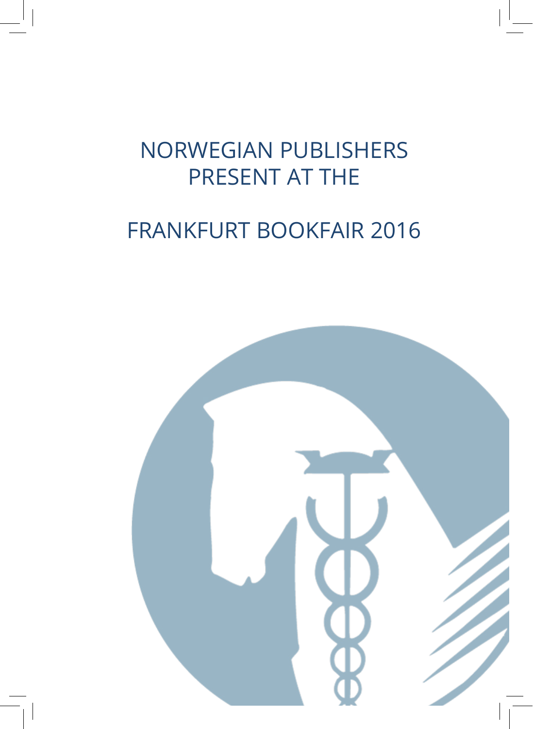# NORWEGIAN PUBLISHERS PRESENT AT THE

# FRANKFURT BOOKFAIR 2016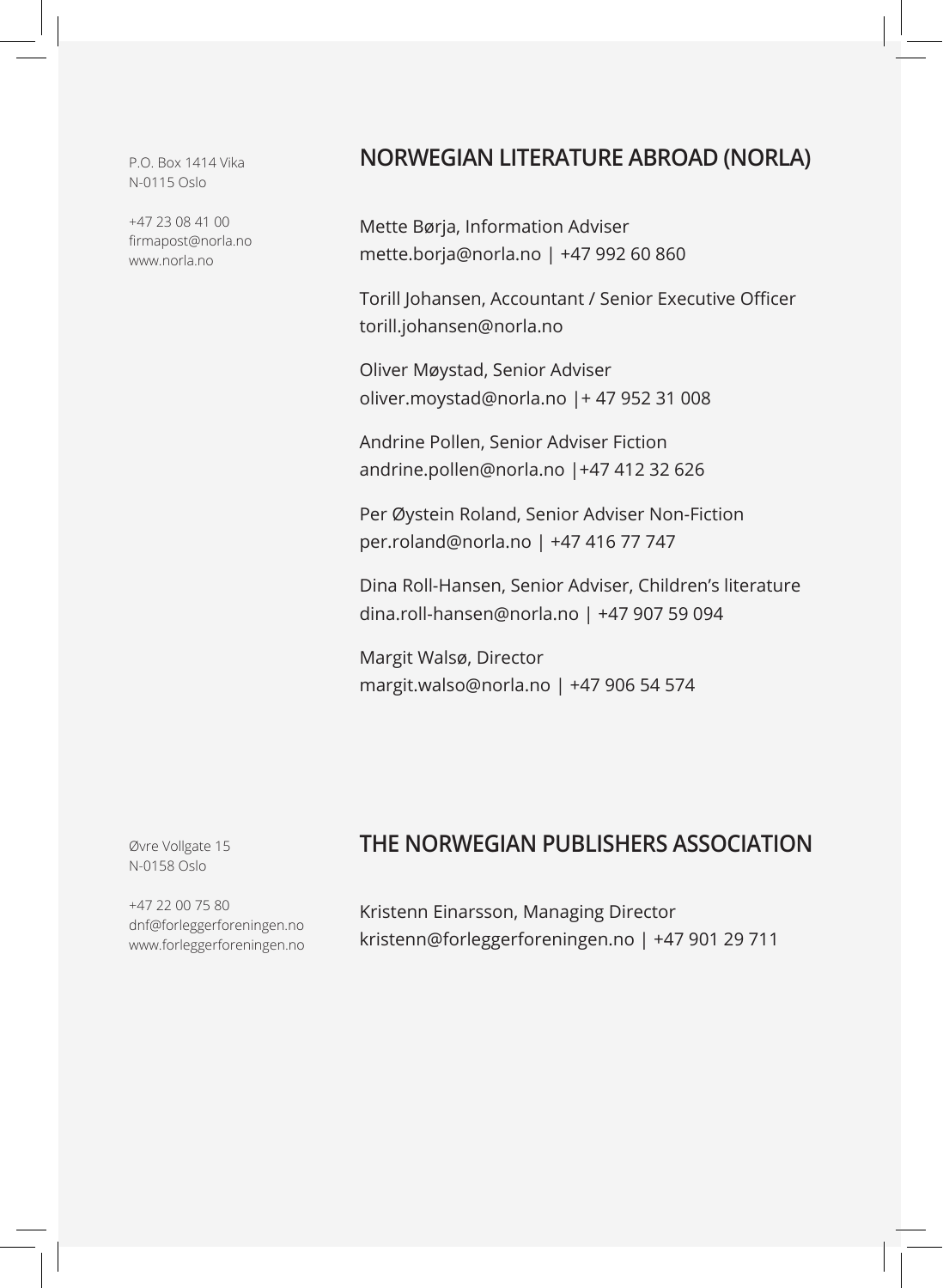## NORWEGIAN LITERATURE ABROAD (NORLA)

P.O. Box 1414 Vika
N-0115 Oslo

+47 23 08 41 00
firmapost@norla.no
www.norla.no

Mette Børja, Information Adviser
mette.borja@norla.no | +47 992 60 860

Torill Johansen, Accountant / Senior Executive Officer
torill.johansen@norla.no

Oliver Møystad, Senior Adviser
oliver.moystad@norla.no |+ 47 952 31 008

Andrine Pollen, Senior Adviser Fiction
andrine.pollen@norla.no |+47 412 32 626

Per Øystein Roland, Senior Adviser Non-Fiction
per.roland@norla.no | +47 416 77 747

Dina Roll-Hansen, Senior Adviser, Children's literature
dina.roll-hansen@norla.no | +47 907 59 094

Margit Walsø, Director
margit.walso@norla.no | +47 906 54 574

## THE NORWEGIAN PUBLISHERS ASSOCIATION

Øvre Vollgate 15
N-0158 Oslo

+47 22 00 75 80
dnf@forleggerforeningen.no
www.forleggerforeningen.no

Kristenn Einarsson, Managing Director
kristenn@forleggerforeningen.no | +47 901 29 711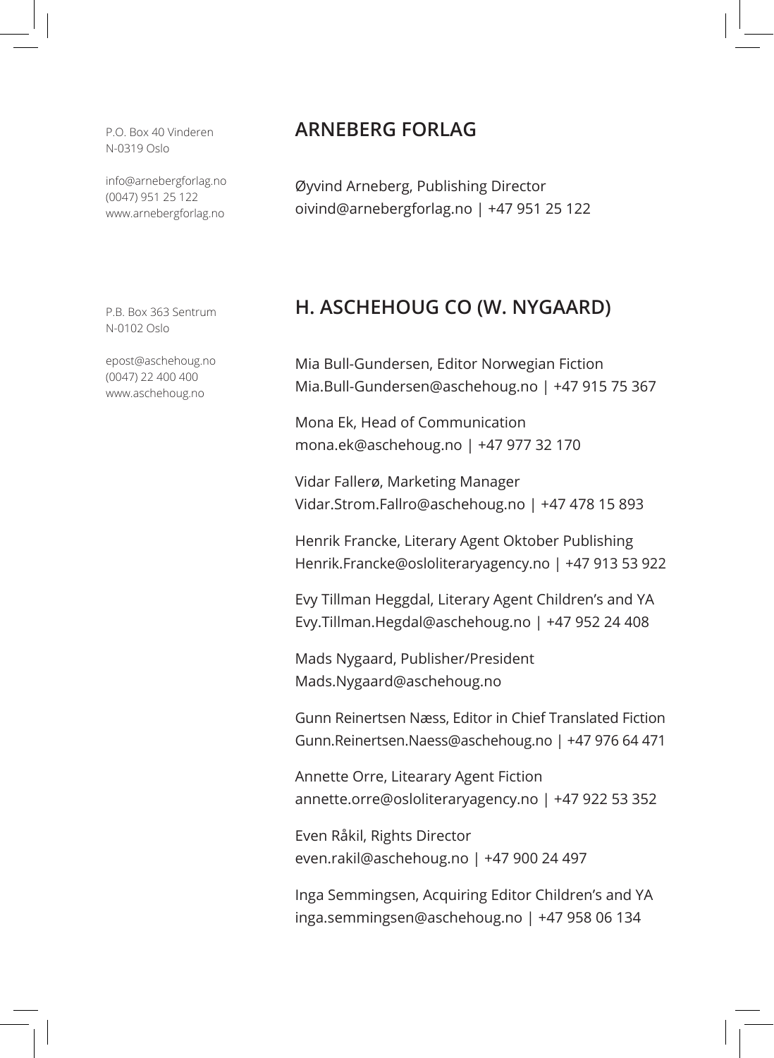## ARNEBERG FORLAG

P.O. Box 40 Vinderen
N-0319 Oslo

info@arnebergforlag.no
(0047) 951 25 122
www.arnebergforlag.no

Øyvind Arneberg, Publishing Director
oivind@arnebergforlag.no | +47 951 25 122

## H. ASCHEHOUG CO (W. NYGAARD)

P.B. Box 363 Sentrum
N-0102 Oslo

epost@aschehoug.no
(0047) 22 400 400
www.aschehoug.no

Mia Bull-Gundersen, Editor Norwegian Fiction
Mia.Bull-Gundersen@aschehoug.no | +47 915 75 367

Mona Ek, Head of Communication
mona.ek@aschehoug.no | +47 977 32 170

Vidar Fallerø, Marketing Manager
Vidar.Strom.Fallro@aschehoug.no | +47 478 15 893

Henrik Francke, Literary Agent Oktober Publishing
Henrik.Francke@osloliteraryagency.no | +47 913 53 922

Evy Tillman Heggdal, Literary Agent Children's and YA
Evy.Tillman.Hegdal@aschehoug.no | +47 952 24 408

Mads Nygaard, Publisher/President
Mads.Nygaard@aschehoug.no

Gunn Reinertsen Næss, Editor in Chief Translated Fiction
Gunn.Reinertsen.Naess@aschehoug.no | +47 976 64 471

Annette Orre, Litearary Agent Fiction
annette.orre@osloliteraryagency.no | +47 922 53 352

Even Råkil, Rights Director
even.rakil@aschehoug.no | +47 900 24 497

Inga Semmingsen, Acquiring Editor Children's and YA
inga.semmingsen@aschehoug.no | +47 958 06 134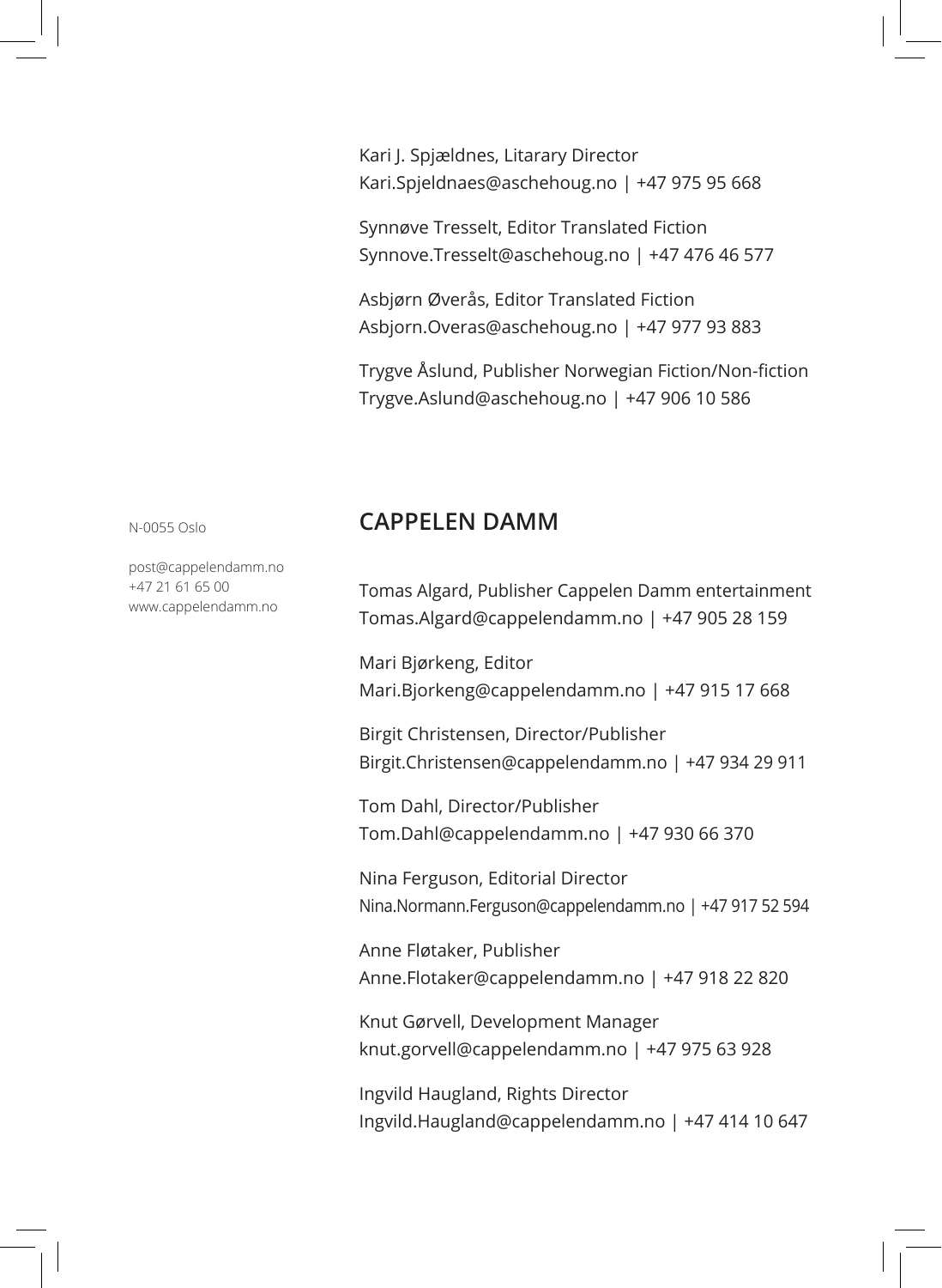Kari J. Spjældnes, Litarary Director
Kari.Spjeldnaes@aschehoug.no | +47 975 95 668

Synnøve Tresselt, Editor Translated Fiction
Synnove.Tresselt@aschehoug.no | +47 476 46 577

Asbjørn Øverås, Editor Translated Fiction
Asbjorn.Overas@aschehoug.no | +47 977 93 883

Trygve Åslund, Publisher Norwegian Fiction/Non-fiction
Trygve.Aslund@aschehoug.no | +47 906 10 586

## CAPPELEN DAMM

N-0055 Oslo

post@cappelendamm.no
+47 21 61 65 00
www.cappelendamm.no

Tomas Algard, Publisher Cappelen Damm entertainment
Tomas.Algard@cappelendamm.no | +47 905 28 159

Mari Bjørkeng, Editor
Mari.Bjorkeng@cappelendamm.no | +47 915 17 668

Birgit Christensen, Director/Publisher
Birgit.Christensen@cappelendamm.no | +47 934 29 911

Tom Dahl, Director/Publisher
Tom.Dahl@cappelendamm.no | +47 930 66 370

Nina Ferguson, Editorial Director
Nina.Normann.Ferguson@cappelendamm.no | +47 917 52 594

Anne Fløtaker, Publisher
Anne.Flotaker@cappelendamm.no | +47 918 22 820

Knut Gørvell, Development Manager
knut.gorvell@cappelendamm.no | +47 975 63 928

Ingvild Haugland, Rights Director
Ingvild.Haugland@cappelendamm.no | +47 414 10 647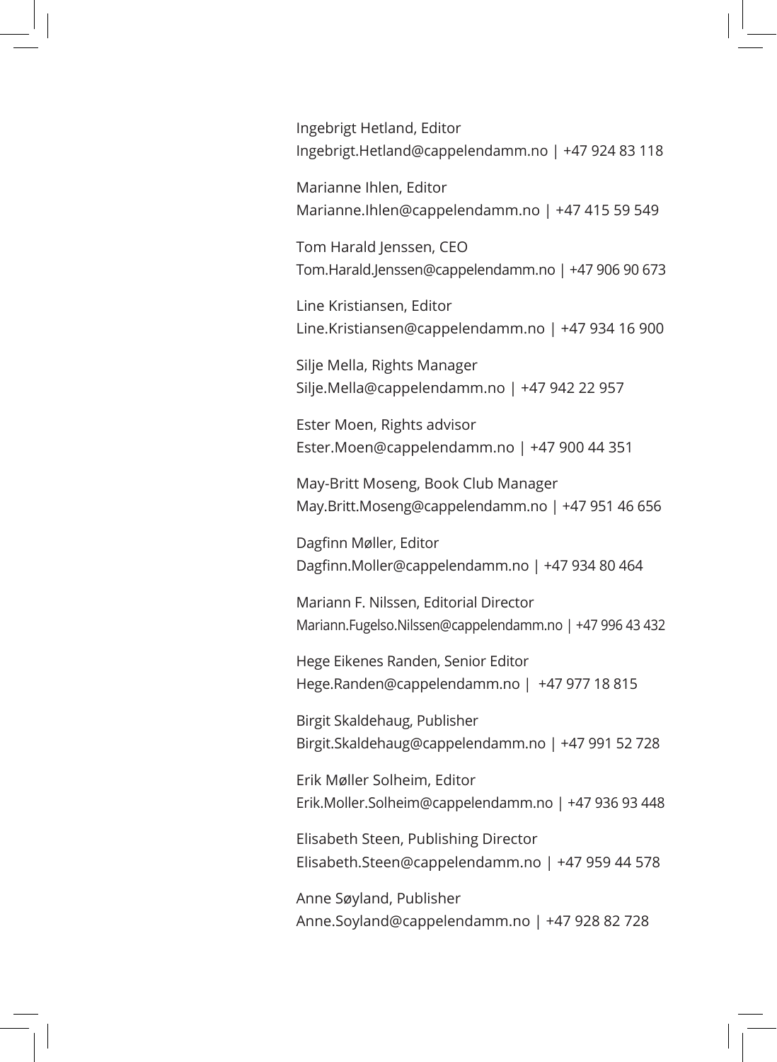Ingebrigt Hetland, Editor
Ingebrigt.Hetland@cappelendamm.no | +47 924 83 118

Marianne Ihlen, Editor
Marianne.Ihlen@cappelendamm.no | +47 415 59 549

Tom Harald Jenssen, CEO
Tom.Harald.Jenssen@cappelendamm.no | +47 906 90 673

Line Kristiansen, Editor
Line.Kristiansen@cappelendamm.no | +47 934 16 900

Silje Mella, Rights Manager
Silje.Mella@cappelendamm.no | +47 942 22 957

Ester Moen, Rights advisor
Ester.Moen@cappelendamm.no | +47 900 44 351

May-Britt Moseng, Book Club Manager
May.Britt.Moseng@cappelendamm.no | +47 951 46 656

Dagfinn Møller, Editor
Dagfinn.Moller@cappelendamm.no | +47 934 80 464

Mariann F. Nilssen, Editorial Director
Mariann.Fugelso.Nilssen@cappelendamm.no | +47 996 43 432

Hege Eikenes Randen, Senior Editor
Hege.Randen@cappelendamm.no | +47 977 18 815

Birgit Skaldehaug, Publisher
Birgit.Skaldehaug@cappelendamm.no | +47 991 52 728

Erik Møller Solheim, Editor
Erik.Moller.Solheim@cappelendamm.no | +47 936 93 448

Elisabeth Steen, Publishing Director
Elisabeth.Steen@cappelendamm.no | +47 959 44 578

Anne Søyland, Publisher
Anne.Soyland@cappelendamm.no | +47 928 82 728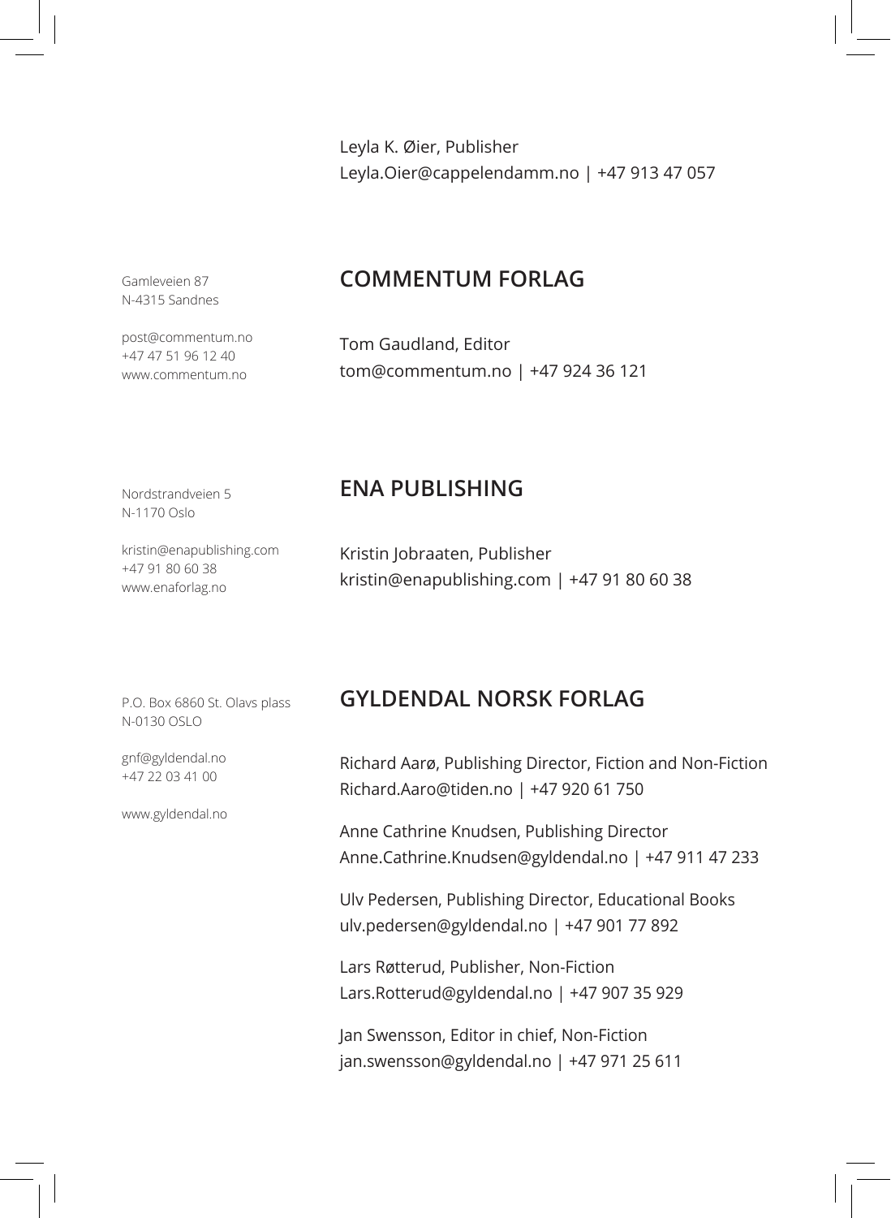Leyla K. Øier, Publisher
Leyla.Oier@cappelendamm.no | +47 913 47 057

## COMMENTUM FORLAG

Gamleveien 87
N-4315 Sandnes

post@commentum.no
+47 47 51 96 12 40
www.commentum.no

Tom Gaudland, Editor
tom@commentum.no | +47 924 36 121

## ENA PUBLISHING

Nordstrandveien 5
N-1170 Oslo

kristin@enapublishing.com
+47 91 80 60 38
www.enaforlag.no

Kristin Jobraaten, Publisher
kristin@enapublishing.com | +47 91 80 60 38

## GYLDENDAL NORSK FORLAG

P.O. Box 6860 St. Olavs plass
N-0130 OSLO

gnf@gyldendal.no
+47 22 03 41 00

www.gyldendal.no

Richard Aarø, Publishing Director, Fiction and Non-Fiction
Richard.Aaro@tiden.no | +47 920 61 750

Anne Cathrine Knudsen, Publishing Director
Anne.Cathrine.Knudsen@gyldendal.no | +47 911 47 233

Ulv Pedersen, Publishing Director, Educational Books
ulv.pedersen@gyldendal.no | +47 901 77 892

Lars Røtterud, Publisher, Non-Fiction
Lars.Rotterud@gyldendal.no | +47 907 35 929

Jan Swensson, Editor in chief, Non-Fiction
jan.swensson@gyldendal.no | +47 971 25 611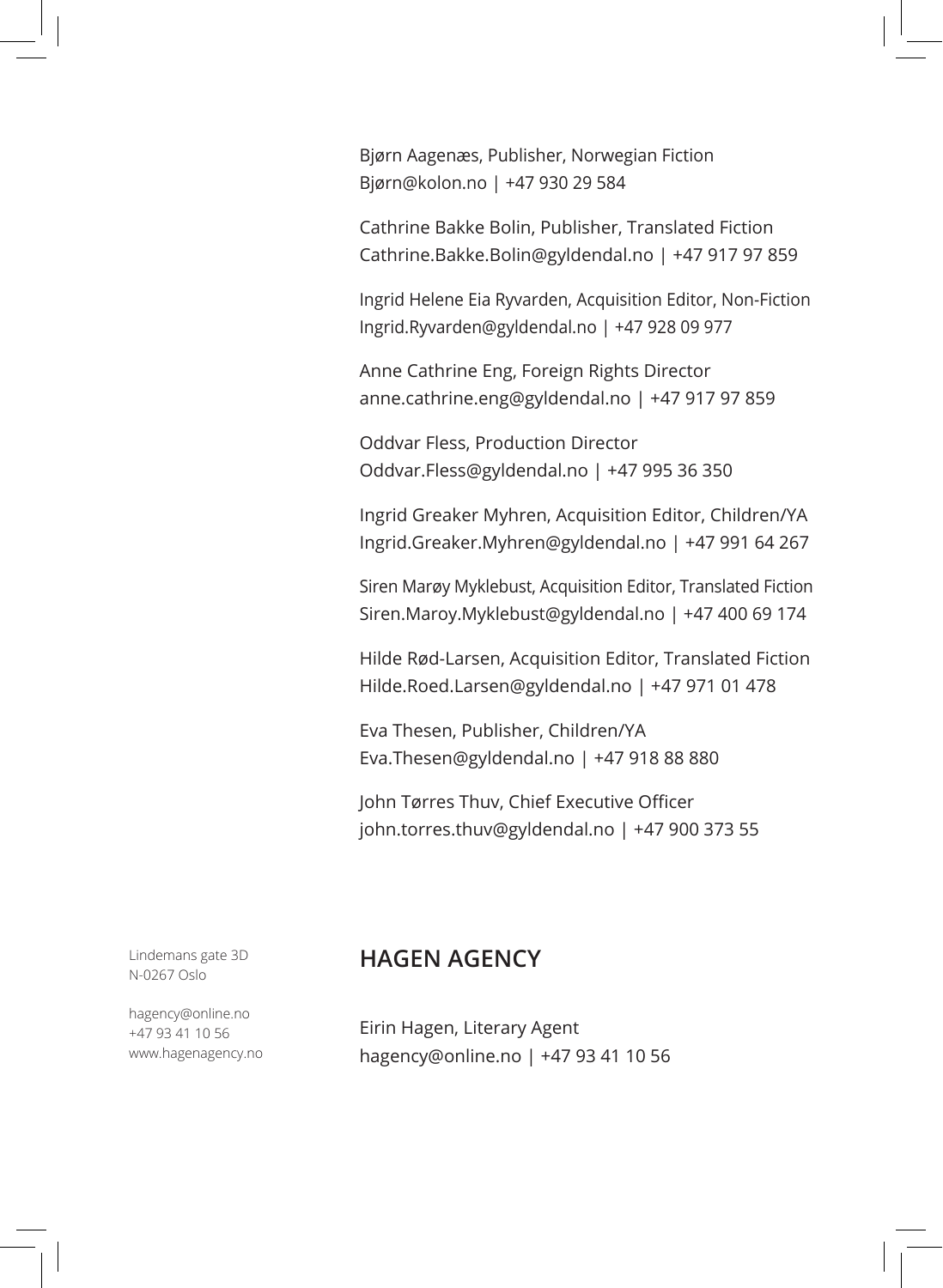Bjørn Aagenæs, Publisher, Norwegian Fiction
Bjørn@kolon.no | +47 930 29 584

Cathrine Bakke Bolin, Publisher, Translated Fiction
Cathrine.Bakke.Bolin@gyldendal.no | +47 917 97 859

Ingrid Helene Eia Ryvarden, Acquisition Editor, Non-Fiction
Ingrid.Ryvarden@gyldendal.no | +47 928 09 977

Anne Cathrine Eng, Foreign Rights Director
anne.cathrine.eng@gyldendal.no | +47 917 97 859

Oddvar Fless, Production Director
Oddvar.Fless@gyldendal.no | +47 995 36 350

Ingrid Greaker Myhren, Acquisition Editor, Children/YA
Ingrid.Greaker.Myhren@gyldendal.no | +47 991 64 267

Siren Marøy Myklebust, Acquisition Editor, Translated Fiction
Siren.Maroy.Myklebust@gyldendal.no | +47 400 69 174

Hilde Rød-Larsen, Acquisition Editor, Translated Fiction
Hilde.Roed.Larsen@gyldendal.no | +47 971 01 478

Eva Thesen, Publisher, Children/YA
Eva.Thesen@gyldendal.no | +47 918 88 880

John Tørres Thuv, Chief Executive Officer
john.torres.thuv@gyldendal.no | +47 900 373 55

## HAGEN AGENCY

Lindemans gate 3D
N-0267 Oslo

hagency@online.no
+47 93 41 10 56
www.hagenagency.no

Eirin Hagen, Literary Agent
hagency@online.no | +47 93 41 10 56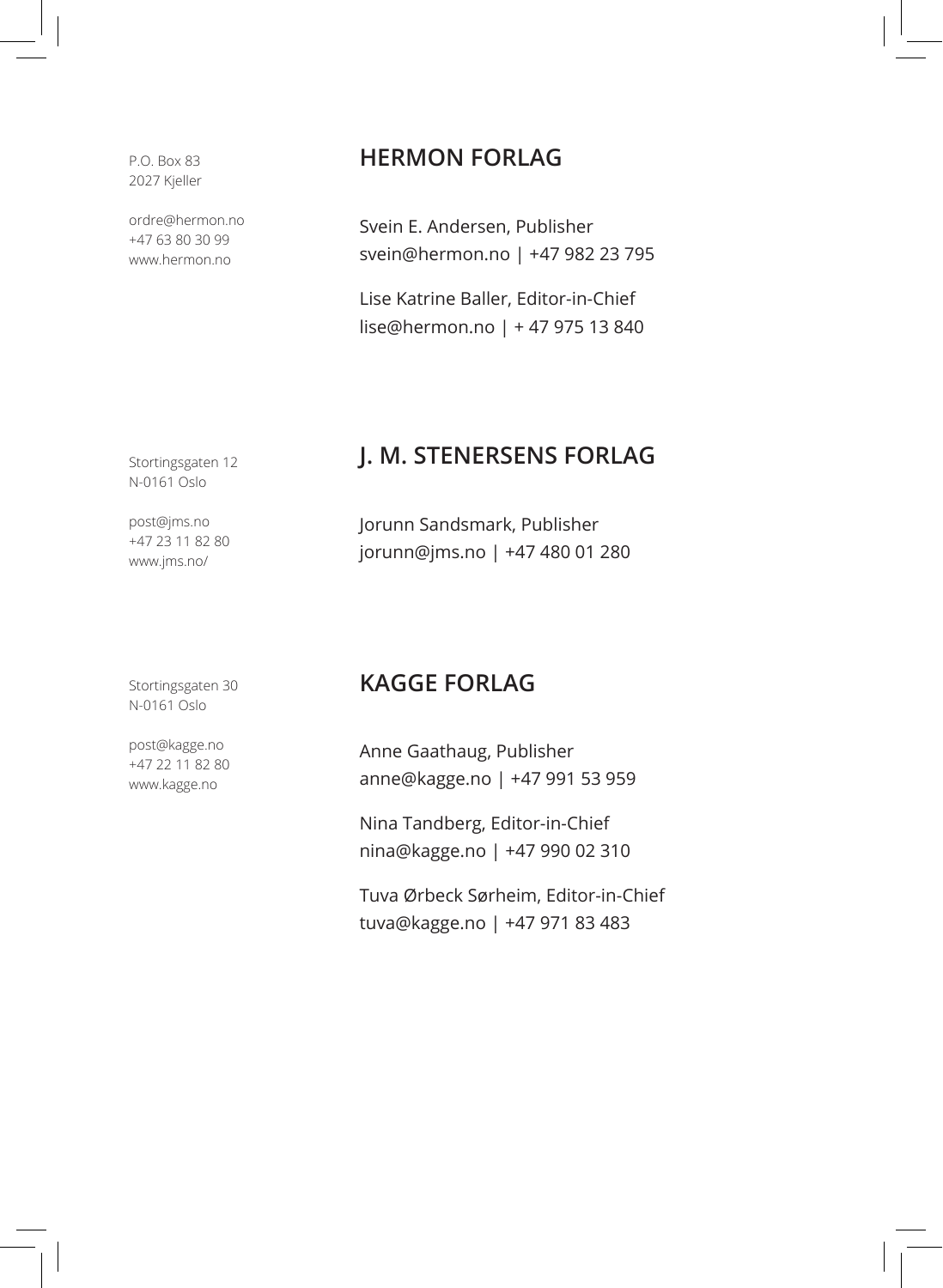## HERMON FORLAG

P.O. Box 83
2027 Kjeller

ordre@hermon.no
+47 63 80 30 99
www.hermon.no

Svein E. Andersen, Publisher
svein@hermon.no | +47 982 23 795

Lise Katrine Baller, Editor-in-Chief
lise@hermon.no | + 47 975 13 840

## J. M. STENERSENS FORLAG

Stortingsgaten 12
N-0161 Oslo

post@jms.no
+47 23 11 82 80
www.jms.no/

Jorunn Sandsmark, Publisher
jorunn@jms.no | +47 480 01 280

## KAGGE FORLAG

Stortingsgaten 30
N-0161 Oslo

post@kagge.no
+47 22 11 82 80
www.kagge.no

Anne Gaathaug, Publisher
anne@kagge.no | +47 991 53 959

Nina Tandberg, Editor-in-Chief
nina@kagge.no | +47 990 02 310

Tuva Ørbeck Sørheim, Editor-in-Chief
tuva@kagge.no | +47 971 83 483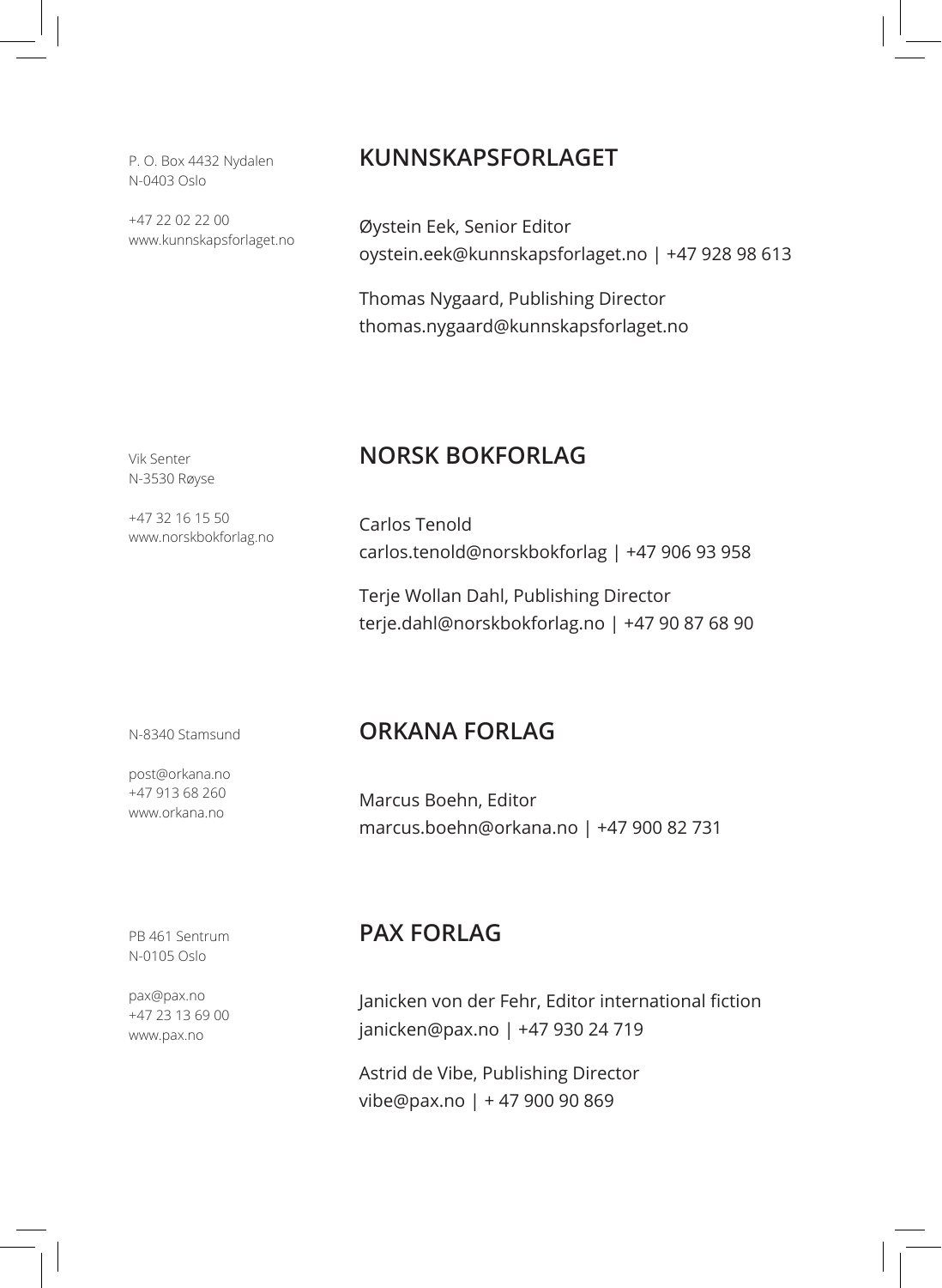## KUNNSKAPSFORLAGET

P. O. Box 4432 Nydalen
N-0403 Oslo

+47 22 02 22 00
www.kunnskapsforlaget.no

Øystein Eek, Senior Editor
oystein.eek@kunnskapsforlaget.no | +47 928 98 613

Thomas Nygaard, Publishing Director
thomas.nygaard@kunnskapsforlaget.no

## NORSK BOKFORLAG

Vik Senter
N-3530 Røyse

+47 32 16 15 50
www.norskbokforlag.no

Carlos Tenold
carlos.tenold@norskbokforlag | +47 906 93 958

Terje Wollan Dahl, Publishing Director
terje.dahl@norskbokforlag.no | +47 90 87 68 90

## ORKANA FORLAG

N-8340 Stamsund

post@orkana.no
+47 913 68 260
www.orkana.no

Marcus Boehn, Editor
marcus.boehn@orkana.no | +47 900 82 731

## PAX FORLAG

PB 461 Sentrum
N-0105 Oslo

pax@pax.no
+47 23 13 69 00
www.pax.no

Janicken von der Fehr, Editor international fiction
janicken@pax.no | +47 930 24 719

Astrid de Vibe, Publishing Director
vibe@pax.no | + 47 900 90 869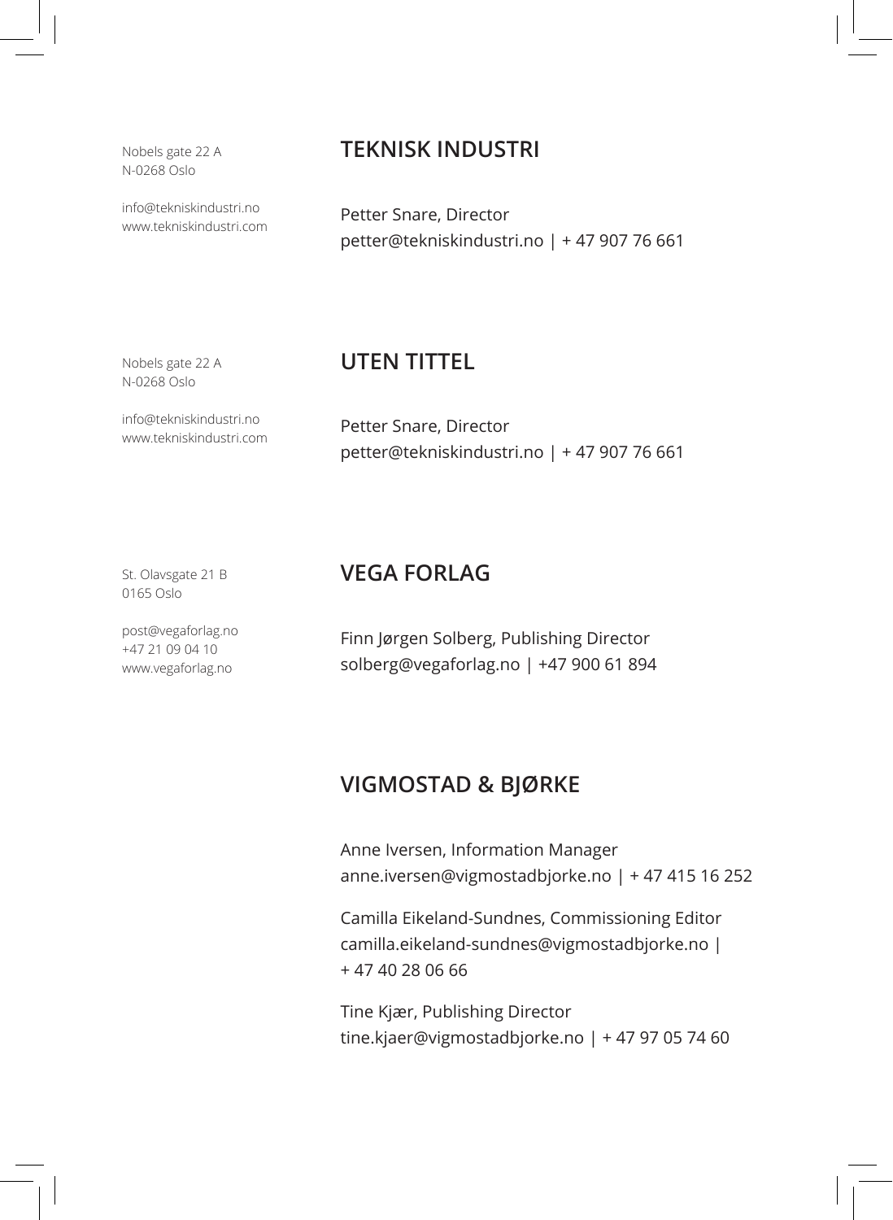## TEKNISK INDUSTRI

Nobels gate 22 A
N-0268 Oslo

info@tekniskindustri.no
www.tekniskindustri.com

Petter Snare, Director
petter@tekniskindustri.no | + 47 907 76 661

## UTEN TITTEL

Nobels gate 22 A
N-0268 Oslo

info@tekniskindustri.no
www.tekniskindustri.com

Petter Snare, Director
petter@tekniskindustri.no | + 47 907 76 661

## VEGA FORLAG

St. Olavsgate 21 B
0165 Oslo

post@vegaforlag.no
+47 21 09 04 10
www.vegaforlag.no

Finn Jørgen Solberg, Publishing Director
solberg@vegaforlag.no | +47 900 61 894

## VIGMOSTAD & BJØRKE

Anne Iversen, Information Manager
anne.iversen@vigmostadbjorke.no | + 47 415 16 252

Camilla Eikeland-Sundnes, Commissioning Editor
camilla.eikeland-sundnes@vigmostadbjorke.no |
+ 47 40 28 06 66

Tine Kjær, Publishing Director
tine.kjaer@vigmostadbjorke.no | + 47 97 05 74 60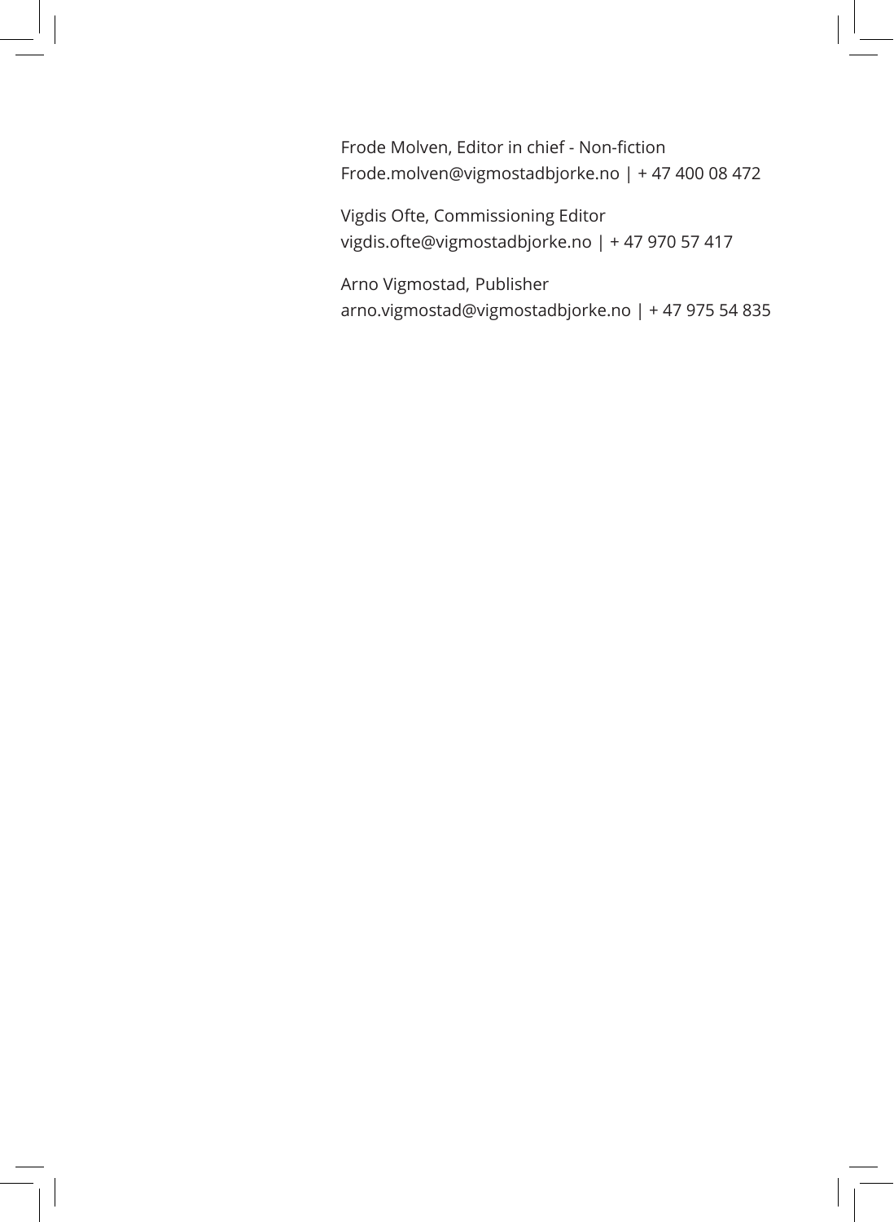Frode Molven, Editor in chief - Non-fiction
Frode.molven@vigmostadbjorke.no | + 47 400 08 472

Vigdis Ofte, Commissioning Editor
vigdis.ofte@vigmostadbjorke.no | + 47 970 57 417

Arno Vigmostad, Publisher
arno.vigmostad@vigmostadbjorke.no | + 47 975 54 835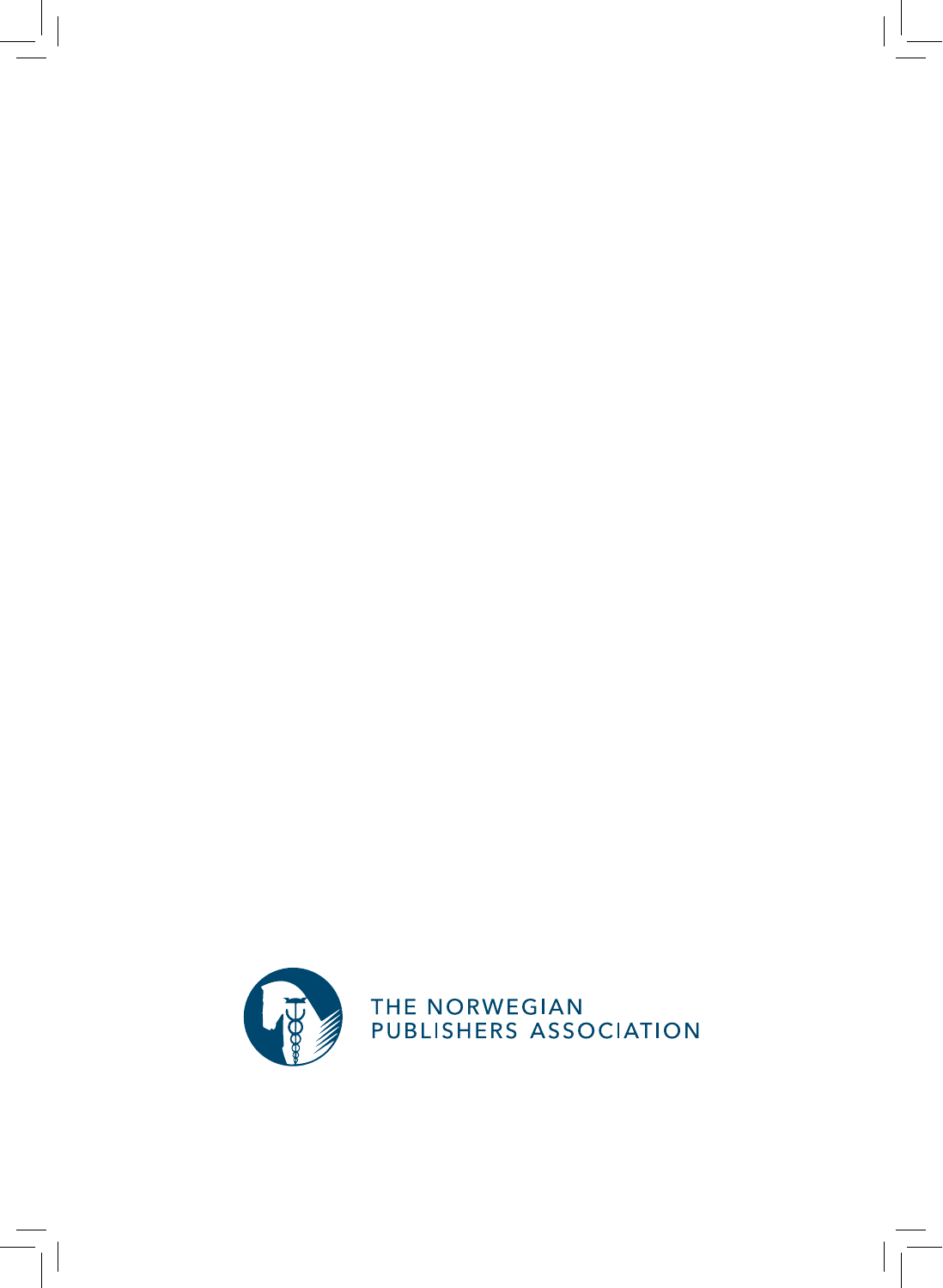THE NORWEGIAN
PUBLISHERS ASSOCIATION